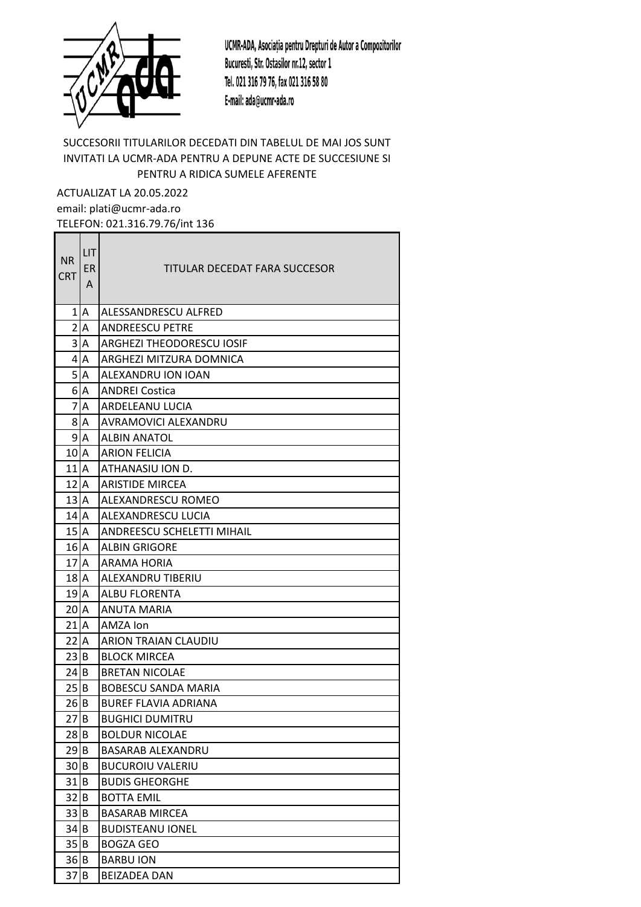UCMR-ADA, Asociația pentru Drepturi de Autor a Compozitorilor
Bucuresti, Str. Ostasilor nr.12, sector 1
Tel. 021 316 79 76, fax 021 316 58 80
E-mail: ada@ucmr-ada.ro

SUCCESORII TITULARILOR DECEDATI DIN TABELUL DE MAI JOS SUNT INVITATI LA UCMR-ADA PENTRU A DEPUNE ACTE DE SUCCESIUNE SI PENTRU A RIDICA SUMELE AFERENTE

ACTUALIZAT LA 20.05.2022
email: plati@ucmr-ada.ro
TELEFON: 021.316.79.76/int 136

| NR CRT | LITERA | TITULAR DECEDAT FARA SUCCESOR |
|---|---|---|
| 1 | A | ALESSANDRESCU ALFRED |
| 2 | A | ANDREESCU PETRE |
| 3 | A | ARGHEZI THEODORESCU IOSIF |
| 4 | A | ARGHEZI MITZURA DOMNICA |
| 5 | A | ALEXANDRU ION IOAN |
| 6 | A | ANDREI Costica |
| 7 | A | ARDELEANU LUCIA |
| 8 | A | AVRAMOVICI ALEXANDRU |
| 9 | A | ALBIN ANATOL |
| 10 | A | ARION FELICIA |
| 11 | A | ATHANASIU ION D. |
| 12 | A | ARISTIDE MIRCEA |
| 13 | A | ALEXANDRESCU ROMEO |
| 14 | A | ALEXANDRESCU LUCIA |
| 15 | A | ANDREESCU SCHELETTI MIHAIL |
| 16 | A | ALBIN GRIGORE |
| 17 | A | ARAMA HORIA |
| 18 | A | ALEXANDRU TIBERIU |
| 19 | A | ALBU FLORENTA |
| 20 | A | ANUTA MARIA |
| 21 | A | AMZA Ion |
| 22 | A | ARION TRAIAN CLAUDIU |
| 23 | B | BLOCK MIRCEA |
| 24 | B | BRETAN NICOLAE |
| 25 | B | BOBESCU SANDA MARIA |
| 26 | B | BUREF FLAVIA ADRIANA |
| 27 | B | BUGHICI DUMITRU |
| 28 | B | BOLDUR NICOLAE |
| 29 | B | BASARAB ALEXANDRU |
| 30 | B | BUCUROIU VALERIU |
| 31 | B | BUDIS GHEORGHE |
| 32 | B | BOTTA EMIL |
| 33 | B | BASARAB MIRCEA |
| 34 | B | BUDISTEANU IONEL |
| 35 | B | BOGZA GEO |
| 36 | B | BARBU ION |
| 37 | B | BEIZADEA DAN |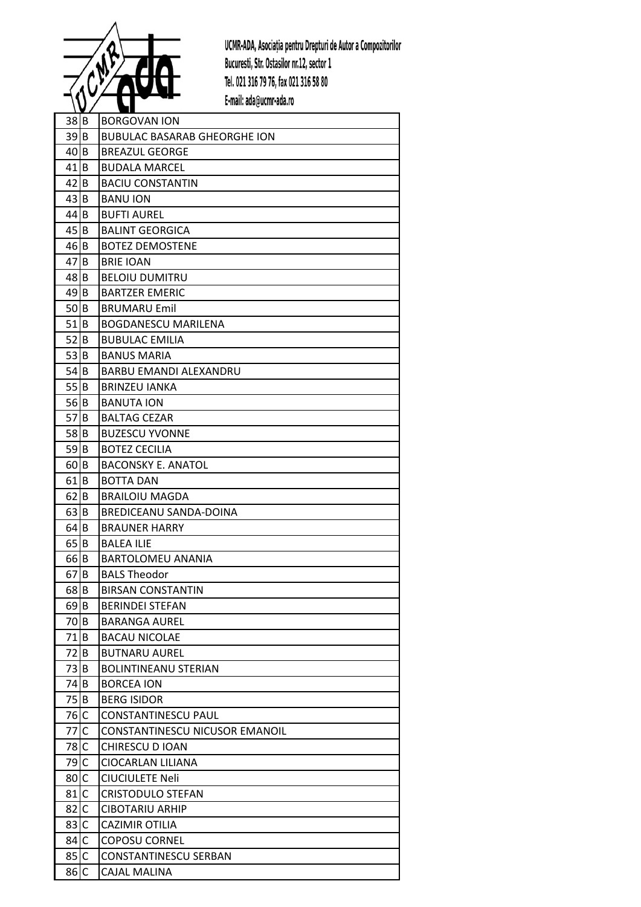UCMR-ADA, Asociația pentru Drepturi de Autor a Compozitorilor
Bucuresti, Str. Ostasilor nr.12, sector 1
Tel. 021 316 79 76, fax 021 316 58 80
E-mail: ada@ucmr-ada.ro

| | | |
|---|---|---|
| 38 | B | BORGOVAN ION |
| 39 | B | BUBULAC BASARAB GHEORGHE ION |
| 40 | B | BREAZUL GEORGE |
| 41 | B | BUDALA MARCEL |
| 42 | B | BACIU CONSTANTIN |
| 43 | B | BANU ION |
| 44 | B | BUFTI AUREL |
| 45 | B | BALINT GEORGICA |
| 46 | B | BOTEZ DEMOSTENE |
| 47 | B | BRIE IOAN |
| 48 | B | BELOIU DUMITRU |
| 49 | B | BARTZER EMERIC |
| 50 | B | BRUMARU Emil |
| 51 | B | BOGDANESCU MARILENA |
| 52 | B | BUBULAC EMILIA |
| 53 | B | BANUS MARIA |
| 54 | B | BARBU EMANDI ALEXANDRU |
| 55 | B | BRINZEU IANKA |
| 56 | B | BANUTA ION |
| 57 | B | BALTAG CEZAR |
| 58 | B | BUZESCU YVONNE |
| 59 | B | BOTEZ CECILIA |
| 60 | B | BACONSKY E. ANATOL |
| 61 | B | BOTTA DAN |
| 62 | B | BRAILOIU MAGDA |
| 63 | B | BREDICEANU SANDA-DOINA |
| 64 | B | BRAUNER HARRY |
| 65 | B | BALEA ILIE |
| 66 | B | BARTOLOMEU ANANIA |
| 67 | B | BALS Theodor |
| 68 | B | BIRSAN CONSTANTIN |
| 69 | B | BERINDEI STEFAN |
| 70 | B | BARANGA AUREL |
| 71 | B | BACAU NICOLAE |
| 72 | B | BUTNARU AUREL |
| 73 | B | BOLINTINEANU STERIAN |
| 74 | B | BORCEA ION |
| 75 | B | BERG ISIDOR |
| 76 | C | CONSTANTINESCU PAUL |
| 77 | C | CONSTANTINESCU NICUSOR EMANOIL |
| 78 | C | CHIRESCU D IOAN |
| 79 | C | CIOCARLAN LILIANA |
| 80 | C | CIUCIULETE Neli |
| 81 | C | CRISTODULO STEFAN |
| 82 | C | CIBOTARIU ARHIP |
| 83 | C | CAZIMIR OTILIA |
| 84 | C | COPOSU CORNEL |
| 85 | C | CONSTANTINESCU SERBAN |
| 86 | C | CAJAL MALINA |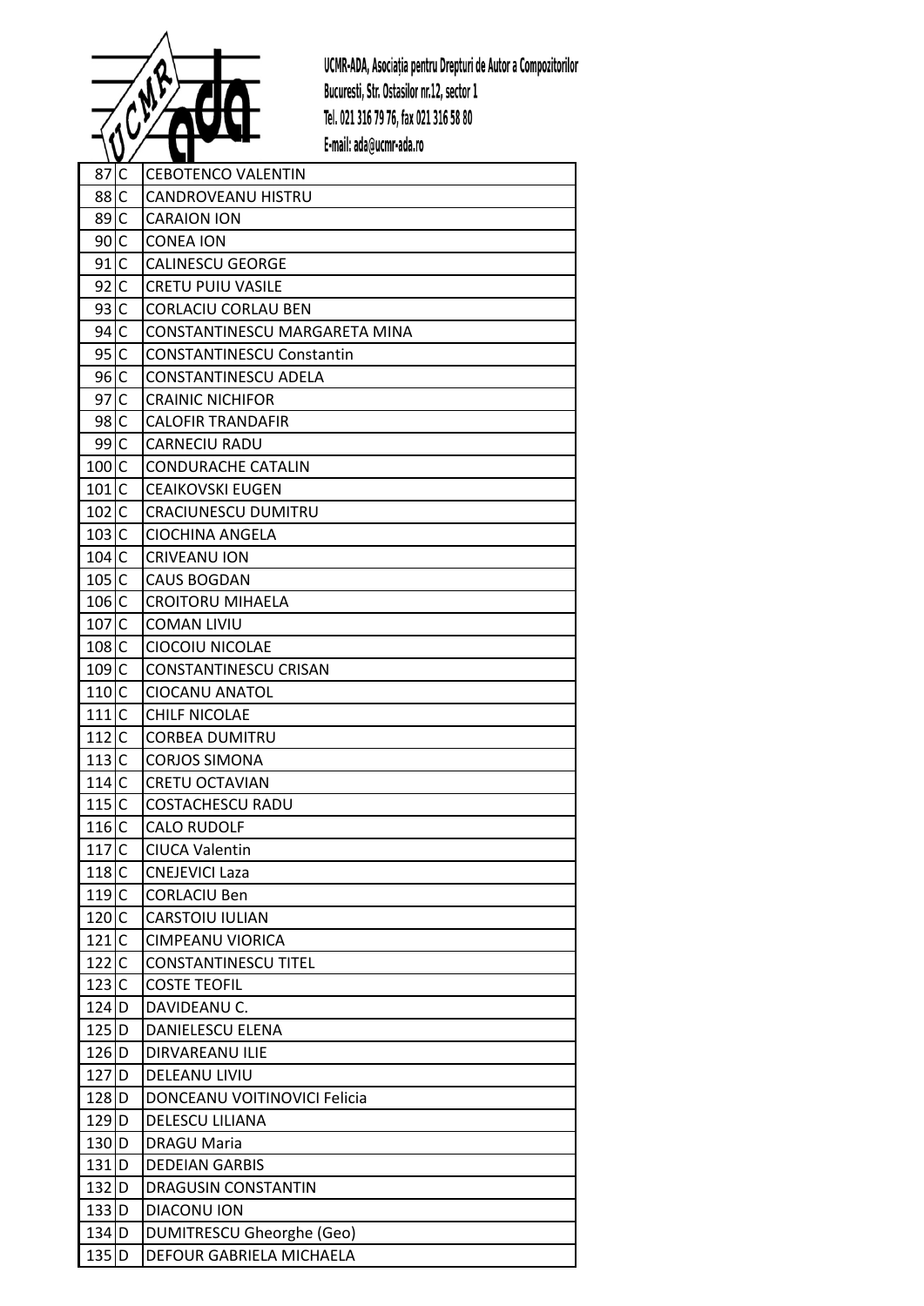UCMR-ADA, Asociația pentru Drepturi de Autor a Compozitorilor
Bucuresti, Str. Ostasilor nr.12, sector 1
Tel. 021 316 79 76, fax 021 316 58 80
E-mail: ada@ucmr-ada.ro

| | | |
|---|---|---|
| 87 | C | CEBOTENCO VALENTIN |
| 88 | C | CANDROVEANU HISTRU |
| 89 | C | CARAION ION |
| 90 | C | CONEA ION |
| 91 | C | CALINESCU GEORGE |
| 92 | C | CRETU PUIU VASILE |
| 93 | C | CORLACIU CORLAU BEN |
| 94 | C | CONSTANTINESCU MARGARETA MINA |
| 95 | C | CONSTANTINESCU Constantin |
| 96 | C | CONSTANTINESCU ADELA |
| 97 | C | CRAINIC NICHIFOR |
| 98 | C | CALOFIR TRANDAFIR |
| 99 | C | CARNECIU RADU |
| 100 | C | CONDURACHE CATALIN |
| 101 | C | CEAIKOVSKI EUGEN |
| 102 | C | CRACIUNESCU DUMITRU |
| 103 | C | CIOCHINA ANGELA |
| 104 | C | CRIVEANU ION |
| 105 | C | CAUS BOGDAN |
| 106 | C | CROITORU MIHAELA |
| 107 | C | COMAN LIVIU |
| 108 | C | CIOCOIU NICOLAE |
| 109 | C | CONSTANTINESCU CRISAN |
| 110 | C | CIOCANU ANATOL |
| 111 | C | CHILF NICOLAE |
| 112 | C | CORBEA DUMITRU |
| 113 | C | CORJOS SIMONA |
| 114 | C | CRETU OCTAVIAN |
| 115 | C | COSTACHESCU RADU |
| 116 | C | CALO RUDOLF |
| 117 | C | CIUCA Valentin |
| 118 | C | CNEJEVICI Laza |
| 119 | C | CORLACIU Ben |
| 120 | C | CARSTOIU IULIAN |
| 121 | C | CIMPEANU VIORICA |
| 122 | C | CONSTANTINESCU TITEL |
| 123 | C | COSTE TEOFIL |
| 124 | D | DAVIDEANU C. |
| 125 | D | DANIELESCU ELENA |
| 126 | D | DIRVAREANU ILIE |
| 127 | D | DELEANU LIVIU |
| 128 | D | DONCEANU VOITINOVICI Felicia |
| 129 | D | DELESCU LILIANA |
| 130 | D | DRAGU Maria |
| 131 | D | DEDEIAN GARBIS |
| 132 | D | DRAGUSIN CONSTANTIN |
| 133 | D | DIACONU ION |
| 134 | D | DUMITRESCU Gheorghe (Geo) |
| 135 | D | DEFOUR GABRIELA MICHAELA |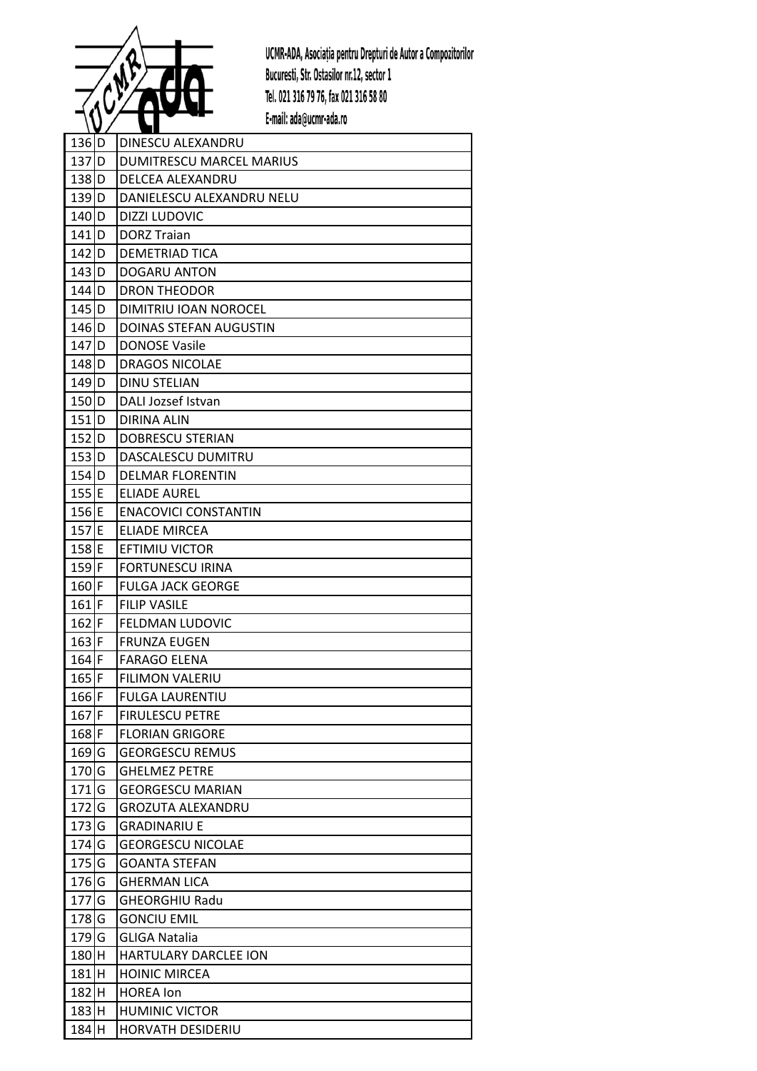UCMR-ADA, Asociația pentru Drepturi de Autor a Compozitorilor
Bucuresti, Str. Ostasilor nr.12, sector 1
Tel. 021 316 79 76, fax 021 316 58 80
E-mail: ada@ucmr-ada.ro

| | | |
|---|---|---|
| 136 | D | DINESCU ALEXANDRU |
| 137 | D | DUMITRESCU MARCEL MARIUS |
| 138 | D | DELCEA ALEXANDRU |
| 139 | D | DANIELESCU ALEXANDRU NELU |
| 140 | D | DIZZI LUDOVIC |
| 141 | D | DORZ Traian |
| 142 | D | DEMETRIAD TICA |
| 143 | D | DOGARU ANTON |
| 144 | D | DRON THEODOR |
| 145 | D | DIMITRIU IOAN NOROCEL |
| 146 | D | DOINAS STEFAN AUGUSTIN |
| 147 | D | DONOSE Vasile |
| 148 | D | DRAGOS NICOLAE |
| 149 | D | DINU STELIAN |
| 150 | D | DALI Jozsef Istvan |
| 151 | D | DIRINA ALIN |
| 152 | D | DOBRESCU STERIAN |
| 153 | D | DASCALESCU DUMITRU |
| 154 | D | DELMAR FLORENTIN |
| 155 | E | ELIADE AUREL |
| 156 | E | ENACOVICI CONSTANTIN |
| 157 | E | ELIADE MIRCEA |
| 158 | E | EFTIMIU VICTOR |
| 159 | F | FORTUNESCU IRINA |
| 160 | F | FULGA JACK GEORGE |
| 161 | F | FILIP VASILE |
| 162 | F | FELDMAN LUDOVIC |
| 163 | F | FRUNZA EUGEN |
| 164 | F | FARAGO ELENA |
| 165 | F | FILIMON VALERIU |
| 166 | F | FULGA LAURENTIU |
| 167 | F | FIRULESCU PETRE |
| 168 | F | FLORIAN GRIGORE |
| 169 | G | GEORGESCU REMUS |
| 170 | G | GHELMEZ PETRE |
| 171 | G | GEORGESCU MARIAN |
| 172 | G | GROZUTA ALEXANDRU |
| 173 | G | GRADINARIU E |
| 174 | G | GEORGESCU NICOLAE |
| 175 | G | GOANTA STEFAN |
| 176 | G | GHERMAN LICA |
| 177 | G | GHEORGHIU Radu |
| 178 | G | GONCIU EMIL |
| 179 | G | GLIGA Natalia |
| 180 | H | HARTULARY DARCLEE ION |
| 181 | H | HOINIC MIRCEA |
| 182 | H | HOREA Ion |
| 183 | H | HUMINIC VICTOR |
| 184 | H | HORVATH DESIDERIU |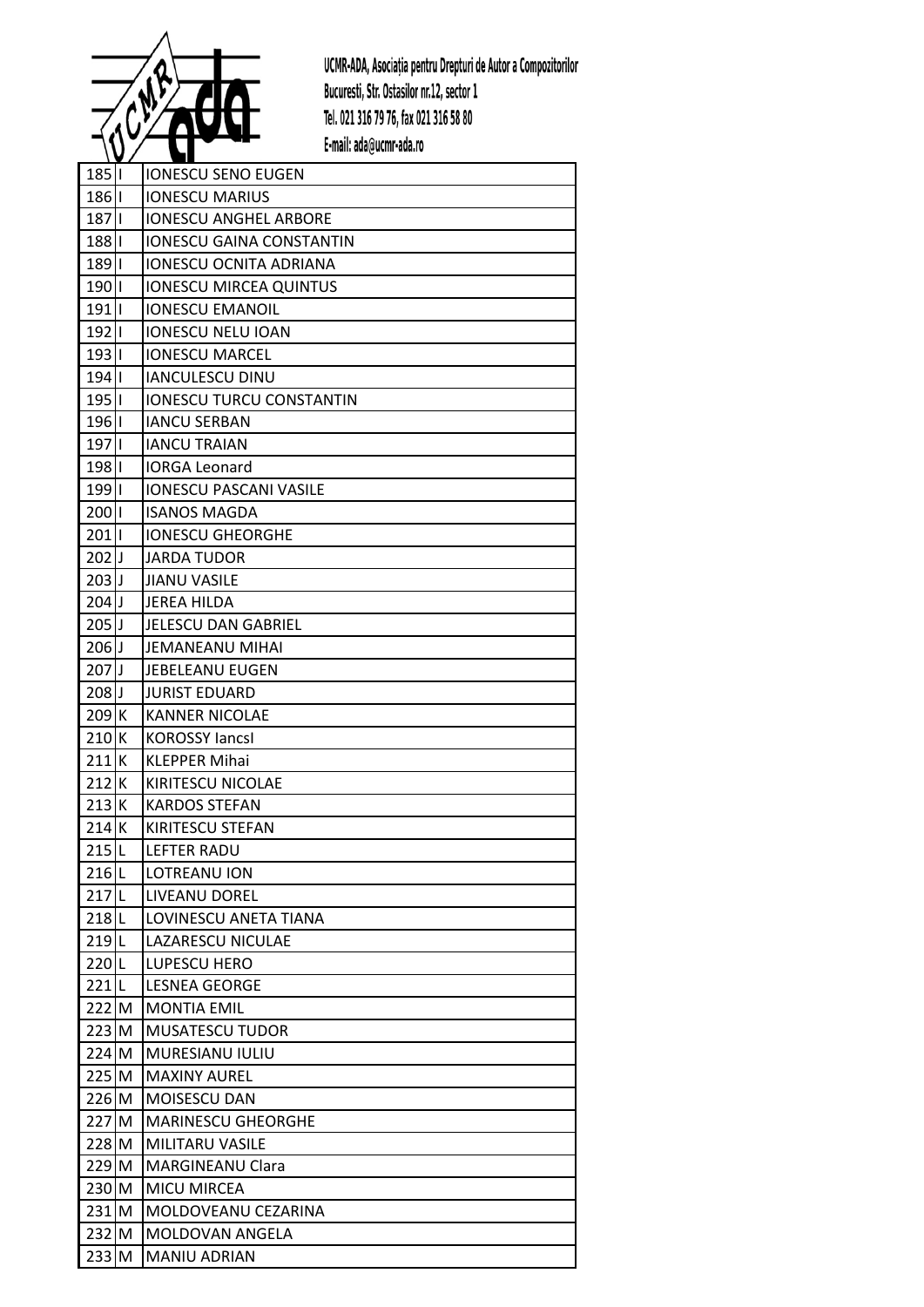| | | |
|---|---|---|
| 185 | I | IONESCU SENO EUGEN |
| 186 | I | IONESCU MARIUS |
| 187 | I | IONESCU ANGHEL ARBORE |
| 188 | I | IONESCU GAINA CONSTANTIN |
| 189 | I | IONESCU OCNITA ADRIANA |
| 190 | I | IONESCU MIRCEA QUINTUS |
| 191 | I | IONESCU EMANOIL |
| 192 | I | IONESCU NELU IOAN |
| 193 | I | IONESCU MARCEL |
| 194 | I | IANCULESCU DINU |
| 195 | I | IONESCU TURCU CONSTANTIN |
| 196 | I | IANCU SERBAN |
| 197 | I | IANCU TRAIAN |
| 198 | I | IORGA Leonard |
| 199 | I | IONESCU PASCANI VASILE |
| 200 | I | ISANOS MAGDA |
| 201 | I | IONESCU GHEORGHE |
| 202 | J | JARDA TUDOR |
| 203 | J | JIANU VASILE |
| 204 | J | JEREA HILDA |
| 205 | J | JELESCU DAN GABRIEL |
| 206 | J | JEMANEANU MIHAI |
| 207 | J | JEBELEANU EUGEN |
| 208 | J | JURIST EDUARD |
| 209 | K | KANNER NICOLAE |
| 210 | K | KOROSSY Iancsl |
| 211 | K | KLEPPER Mihai |
| 212 | K | KIRITESCU NICOLAE |
| 213 | K | KARDOS STEFAN |
| 214 | K | KIRITESCU STEFAN |
| 215 | L | LEFTER RADU |
| 216 | L | LOTREANU ION |
| 217 | L | LIVEANU DOREL |
| 218 | L | LOVINESCU ANETA TIANA |
| 219 | L | LAZARESCU NICULAE |
| 220 | L | LUPESCU HERO |
| 221 | L | LESNEA GEORGE |
| 222 | M | MONTIA EMIL |
| 223 | M | MUSATESCU TUDOR |
| 224 | M | MURESIANU IULIU |
| 225 | M | MAXINY AUREL |
| 226 | M | MOISESCU DAN |
| 227 | M | MARINESCU GHEORGHE |
| 228 | M | MILITARU VASILE |
| 229 | M | MARGINEANU Clara |
| 230 | M | MICU MIRCEA |
| 231 | M | MOLDOVEANU CEZARINA |
| 232 | M | MOLDOVAN ANGELA |
| 233 | M | MANIU ADRIAN |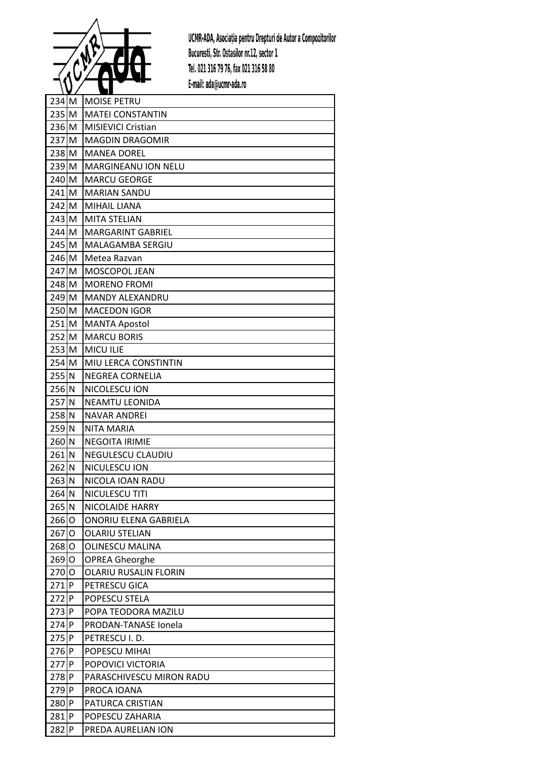| | | |
|---|---|---|
| 234 | M | MOISE PETRU |
| 235 | M | MATEI CONSTANTIN |
| 236 | M | MISIEVICI Cristian |
| 237 | M | MAGDIN DRAGOMIR |
| 238 | M | MANEA DOREL |
| 239 | M | MARGINEANU ION NELU |
| 240 | M | MARCU GEORGE |
| 241 | M | MARIAN SANDU |
| 242 | M | MIHAIL LIANA |
| 243 | M | MITA STELIAN |
| 244 | M | MARGARINT GABRIEL |
| 245 | M | MALAGAMBA SERGIU |
| 246 | M | Metea Razvan |
| 247 | M | MOSCOPOL JEAN |
| 248 | M | MORENO FROMI |
| 249 | M | MANDY ALEXANDRU |
| 250 | M | MACEDON IGOR |
| 251 | M | MANTA Apostol |
| 252 | M | MARCU BORIS |
| 253 | M | MICU ILIE |
| 254 | M | MIU LERCA CONSTINTIN |
| 255 | N | NEGREA CORNELIA |
| 256 | N | NICOLESCU ION |
| 257 | N | NEAMTU LEONIDA |
| 258 | N | NAVAR ANDREI |
| 259 | N | NITA MARIA |
| 260 | N | NEGOITA IRIMIE |
| 261 | N | NEGULESCU CLAUDIU |
| 262 | N | NICULESCU ION |
| 263 | N | NICOLA IOAN RADU |
| 264 | N | NICULESCU TITI |
| 265 | N | NICOLAIDE HARRY |
| 266 | O | ONORIU ELENA GABRIELA |
| 267 | O | OLARIU STELIAN |
| 268 | O | OLINESCU MALINA |
| 269 | O | OPREA Gheorghe |
| 270 | O | OLARIU RUSALIN FLORIN |
| 271 | P | PETRESCU GICA |
| 272 | P | POPESCU STELA |
| 273 | P | POPA TEODORA MAZILU |
| 274 | P | PRODAN-TANASE Ionela |
| 275 | P | PETRESCU I. D. |
| 276 | P | POPESCU MIHAI |
| 277 | P | POPOVICI VICTORIA |
| 278 | P | PARASCHIVESCU MIRON RADU |
| 279 | P | PROCA IOANA |
| 280 | P | PATURCA CRISTIAN |
| 281 | P | POPESCU ZAHARIA |
| 282 | P | PREDA AURELIAN ION |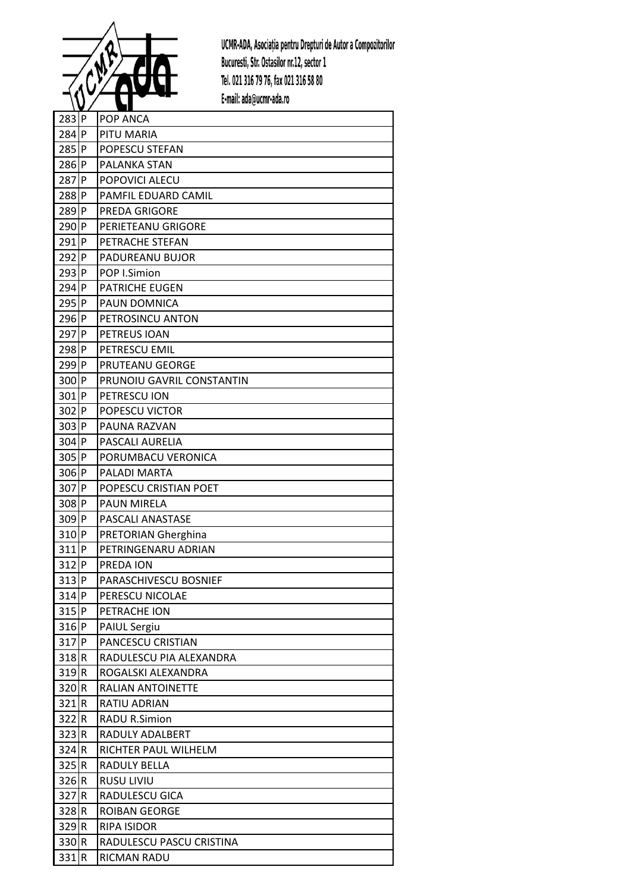| 283 | P | POP ANCA |
|---|---|---|
| 284 | P | PITU MARIA |
| 285 | P | POPESCU STEFAN |
| 286 | P | PALANKA STAN |
| 287 | P | POPOVICI ALECU |
| 288 | P | PAMFIL EDUARD CAMIL |
| 289 | P | PREDA GRIGORE |
| 290 | P | PERIETEANU GRIGORE |
| 291 | P | PETRACHE STEFAN |
| 292 | P | PADUREANU BUJOR |
| 293 | P | POP I.Simion |
| 294 | P | PATRICHE EUGEN |
| 295 | P | PAUN DOMNICA |
| 296 | P | PETROSINCU ANTON |
| 297 | P | PETREUS IOAN |
| 298 | P | PETRESCU EMIL |
| 299 | P | PRUTEANU GEORGE |
| 300 | P | PRUNOIU GAVRIL CONSTANTIN |
| 301 | P | PETRESCU ION |
| 302 | P | POPESCU VICTOR |
| 303 | P | PAUNA RAZVAN |
| 304 | P | PASCALI AURELIA |
| 305 | P | PORUMBACU VERONICA |
| 306 | P | PALADI MARTA |
| 307 | P | POPESCU CRISTIAN POET |
| 308 | P | PAUN MIRELA |
| 309 | P | PASCALI ANASTASE |
| 310 | P | PRETORIAN Gherghina |
| 311 | P | PETRINGENARU ADRIAN |
| 312 | P | PREDA ION |
| 313 | P | PARASCHIVESCU BOSNIEF |
| 314 | P | PERESCU NICOLAE |
| 315 | P | PETRACHE ION |
| 316 | P | PAIUL Sergiu |
| 317 | P | PANCESCU CRISTIAN |
| 318 | R | RADULESCU PIA ALEXANDRA |
| 319 | R | ROGALSKI ALEXANDRA |
| 320 | R | RALIAN ANTOINETTE |
| 321 | R | RATIU ADRIAN |
| 322 | R | RADU R.Simion |
| 323 | R | RADULY ADALBERT |
| 324 | R | RICHTER PAUL WILHELM |
| 325 | R | RADULY BELLA |
| 326 | R | RUSU LIVIU |
| 327 | R | RADULESCU GICA |
| 328 | R | ROIBAN GEORGE |
| 329 | R | RIPA ISIDOR |
| 330 | R | RADULESCU PASCU CRISTINA |
| 331 | R | RICMAN RADU |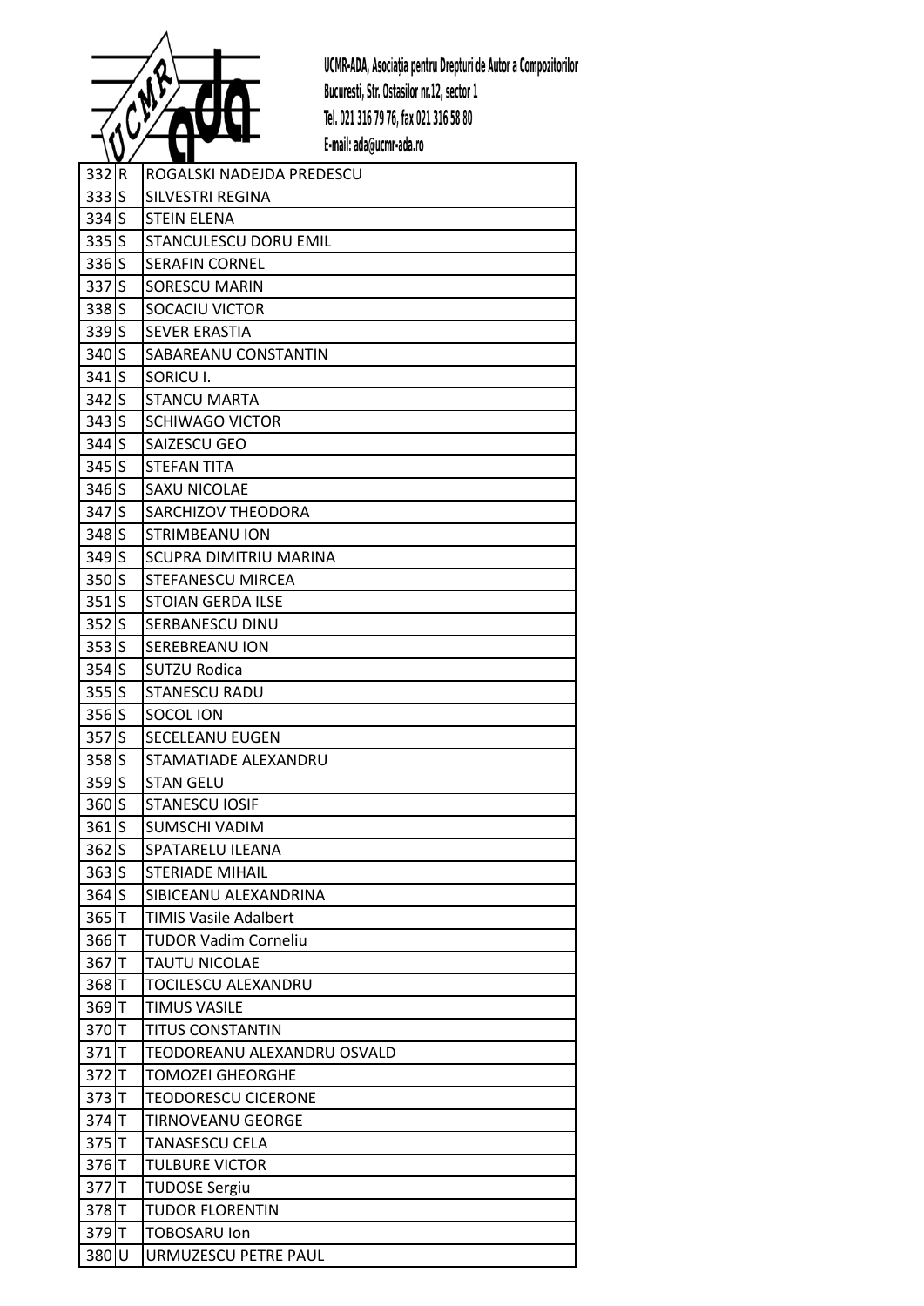| 332 | R | ROGALSKI NADEJDA PREDESCU |
|---|---|---|
| 333 | S | SILVESTRI REGINA |
| 334 | S | STEIN ELENA |
| 335 | S | STANCULESCU DORU EMIL |
| 336 | S | SERAFIN CORNEL |
| 337 | S | SORESCU MARIN |
| 338 | S | SOCACIU VICTOR |
| 339 | S | SEVER ERASTIA |
| 340 | S | SABAREANU CONSTANTIN |
| 341 | S | SORICU I. |
| 342 | S | STANCU MARTA |
| 343 | S | SCHIWAGO VICTOR |
| 344 | S | SAIZESCU GEO |
| 345 | S | STEFAN TITA |
| 346 | S | SAXU NICOLAE |
| 347 | S | SARCHIZOV THEODORA |
| 348 | S | STRIMBEANU ION |
| 349 | S | SCUPRA DIMITRIU MARINA |
| 350 | S | STEFANESCU MIRCEA |
| 351 | S | STOIAN GERDA ILSE |
| 352 | S | SERBANESCU DINU |
| 353 | S | SEREBREANU ION |
| 354 | S | SUTZU Rodica |
| 355 | S | STANESCU RADU |
| 356 | S | SOCOL ION |
| 357 | S | SECELEANU EUGEN |
| 358 | S | STAMATIADE ALEXANDRU |
| 359 | S | STAN GELU |
| 360 | S | STANESCU IOSIF |
| 361 | S | SUMSCHI VADIM |
| 362 | S | SPATARELU ILEANA |
| 363 | S | STERIADE MIHAIL |
| 364 | S | SIBICEANU ALEXANDRINA |
| 365 | T | TIMIS Vasile Adalbert |
| 366 | T | TUDOR Vadim Corneliu |
| 367 | T | TAUTU NICOLAE |
| 368 | T | TOCILESCU ALEXANDRU |
| 369 | T | TIMUS VASILE |
| 370 | T | TITUS CONSTANTIN |
| 371 | T | TEODOREANU ALEXANDRU OSVALD |
| 372 | T | TOMOZEI GHEORGHE |
| 373 | T | TEODORESCU CICERONE |
| 374 | T | TIRNOVEANU GEORGE |
| 375 | T | TANASESCU CELA |
| 376 | T | TULBURE VICTOR |
| 377 | T | TUDOSE Sergiu |
| 378 | T | TUDOR FLORENTIN |
| 379 | T | TOBOSARU Ion |
| 380 | U | URMUZESCU PETRE PAUL |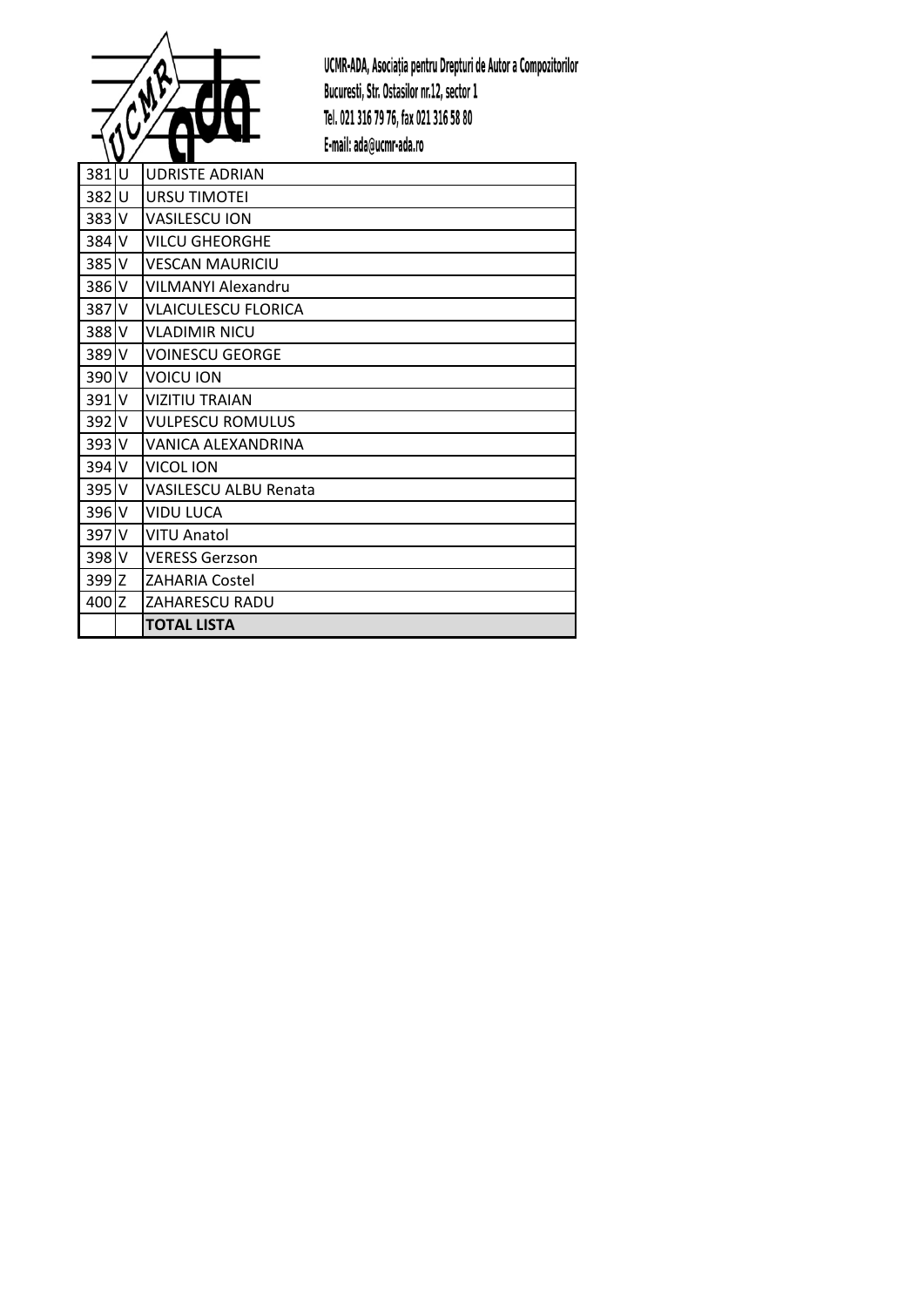UCMR-ADA, Asociația pentru Drepturi de Autor a Compozitorilor
Bucuresti, Str. Ostasilor nr.12, sector 1
Tel. 021 316 79 76, fax 021 316 58 80
E-mail: ada@ucmr-ada.ro

| | | |
|---|---|---|
| 381 | U | UDRISTE ADRIAN |
| 382 | U | URSU TIMOTEI |
| 383 | V | VASILESCU ION |
| 384 | V | VILCU GHEORGHE |
| 385 | V | VESCAN MAURICIU |
| 386 | V | VILMANYI Alexandru |
| 387 | V | VLAICULESCU FLORICA |
| 388 | V | VLADIMIR NICU |
| 389 | V | VOINESCU GEORGE |
| 390 | V | VOICU ION |
| 391 | V | VIZITIU TRAIAN |
| 392 | V | VULPESCU ROMULUS |
| 393 | V | VANICA ALEXANDRINA |
| 394 | V | VICOL ION |
| 395 | V | VASILESCU ALBU Renata |
| 396 | V | VIDU LUCA |
| 397 | V | VITU Anatol |
| 398 | V | VERESS Gerzson |
| 399 | Z | ZAHARIA Costel |
| 400 | Z | ZAHARESCU RADU |
| | | **TOTAL LISTA** |